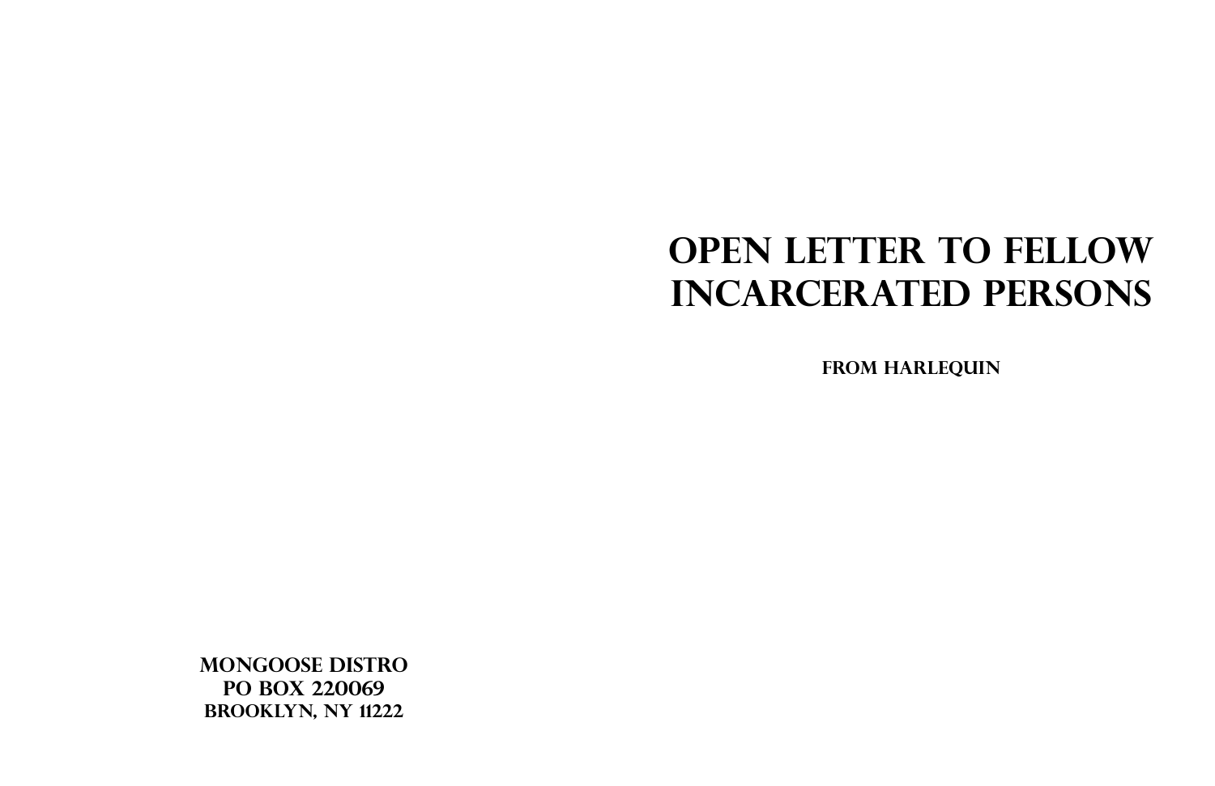MONGOOSE DISTRO
PO BOX 220069
BROOKLYN, NY 11222

# OPEN LETTER TO FELLOW INCARCERATED PERSONS

**FROM HARLEQUIN**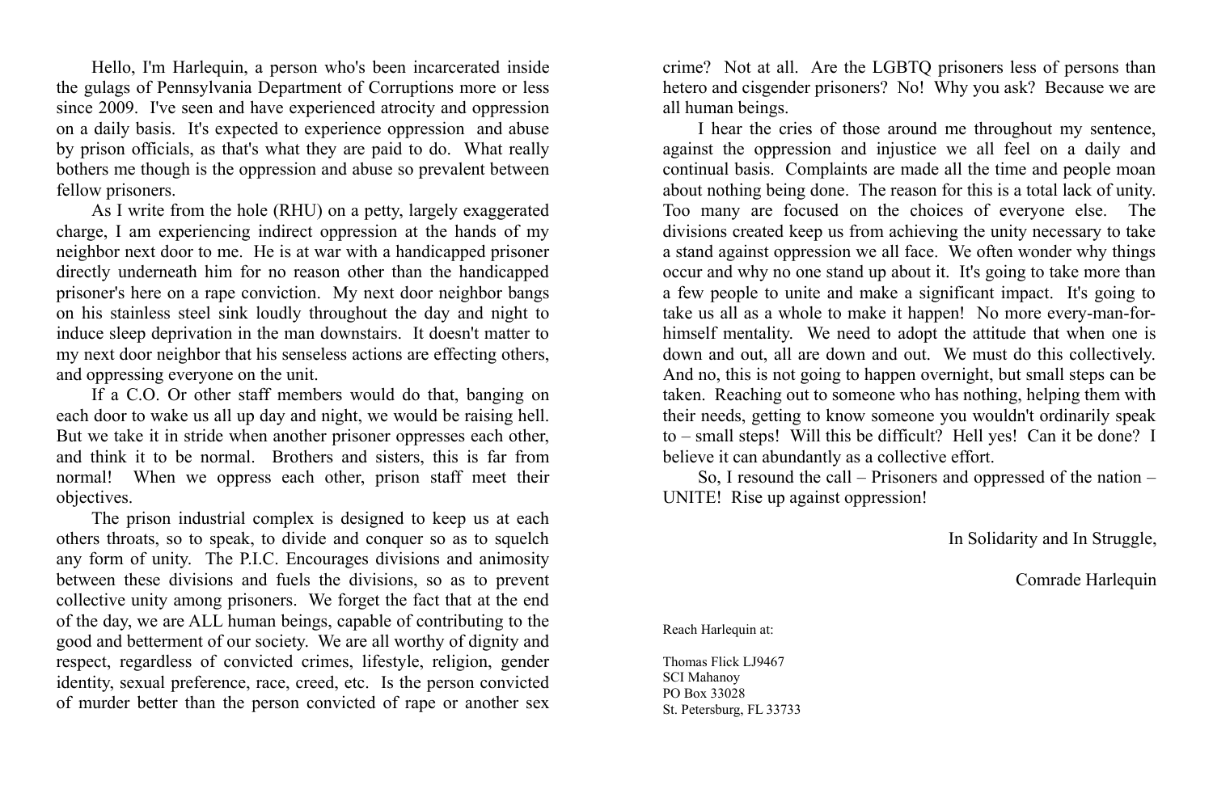Hello, I'm Harlequin, a person who's been incarcerated inside the gulags of Pennsylvania Department of Corruptions more or less since 2009. I've seen and have experienced atrocity and oppression on a daily basis. It's expected to experience oppression and abuse by prison officials, as that's what they are paid to do. What really bothers me though is the oppression and abuse so prevalent between fellow prisoners.

As I write from the hole (RHU) on a petty, largely exaggerated charge, I am experiencing indirect oppression at the hands of my neighbor next door to me. He is at war with a handicapped prisoner directly underneath him for no reason other than the handicapped prisoner's here on a rape conviction. My next door neighbor bangs on his stainless steel sink loudly throughout the day and night to induce sleep deprivation in the man downstairs. It doesn't matter to my next door neighbor that his senseless actions are effecting others, and oppressing everyone on the unit.

If a C.O. Or other staff members would do that, banging on each door to wake us all up day and night, we would be raising hell. But we take it in stride when another prisoner oppresses each other, and think it to be normal. Brothers and sisters, this is far from normal! When we oppress each other, prison staff meet their objectives.

The prison industrial complex is designed to keep us at each others throats, so to speak, to divide and conquer so as to squelch any form of unity. The P.I.C. Encourages divisions and animosity between these divisions and fuels the divisions, so as to prevent collective unity among prisoners. We forget the fact that at the end of the day, we are ALL human beings, capable of contributing to the good and betterment of our society. We are all worthy of dignity and respect, regardless of convicted crimes, lifestyle, religion, gender identity, sexual preference, race, creed, etc. Is the person convicted of murder better than the person convicted of rape or another sex crime? Not at all. Are the LGBTQ prisoners less of persons than hetero and cisgender prisoners? No! Why you ask? Because we are all human beings.

I hear the cries of those around me throughout my sentence, against the oppression and injustice we all feel on a daily and continual basis. Complaints are made all the time and people moan about nothing being done. The reason for this is a total lack of unity. Too many are focused on the choices of everyone else. The divisions created keep us from achieving the unity necessary to take a stand against oppression we all face. We often wonder why things occur and why no one stand up about it. It's going to take more than a few people to unite and make a significant impact. It's going to take us all as a whole to make it happen! No more every-man-for-himself mentality. We need to adopt the attitude that when one is down and out, all are down and out. We must do this collectively. And no, this is not going to happen overnight, but small steps can be taken. Reaching out to someone who has nothing, helping them with their needs, getting to know someone you wouldn't ordinarily speak to – small steps! Will this be difficult? Hell yes! Can it be done? I believe it can abundantly as a collective effort.

So, I resound the call – Prisoners and oppressed of the nation – UNITE! Rise up against oppression!

In Solidarity and In Struggle,

Comrade Harlequin

Reach Harlequin at:

Thomas Flick LJ9467
SCI Mahanoy
PO Box 33028
St. Petersburg, FL 33733